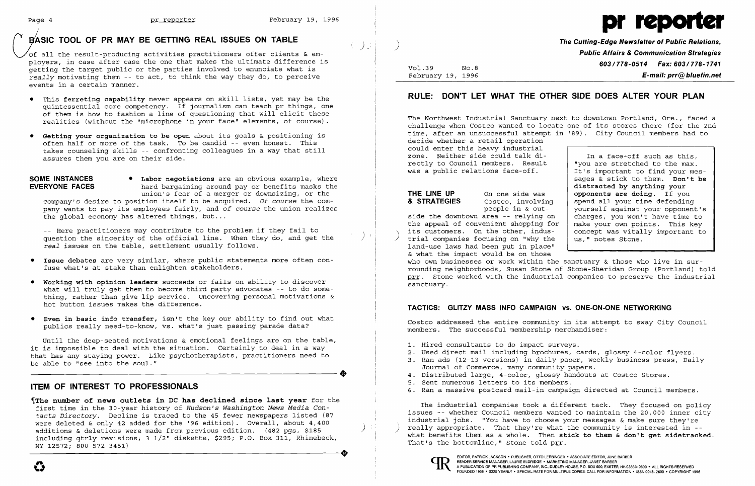## BASIC TOOL OF PR MAY BE GETTING REAL ISSUES ON TABLE

Of all the result-producing activities practitioners offer clients & employers, in case after case the one that makes the ultimate difference is getting the target public or the parties involved to enunciate what is *really* motivating them -- to act, to think the way they do, to perceive events in a certain manner.

- This **ferreting capability** never appears on skill lists, yet may be the quintessential core competency. If journalism can teach pr things, one of them is how to fashion a line of questioning that will elicit these realities (without the "microphone in your face" elements, of course).
- **Getting your organization to be open** about its goals & positioning is often half or more of the task. To be candid -- even honest. This takes counseling skills -- confronting colleagues in a way that still assures them you are on their side.

**SOME INSTANCES EVERYONE FACES**

- **Labor negotiations** are an obvious example, where hard bargaining around pay or benefits masks the union's fear of a merger or downsizing, or the company's desire to position itself to be acquired. *Of course* the company wants to pay its employees fairly, and *of course* the union realizes the global economy has altered things, but...

  -- Here practitioners may contribute to the problem if they fail to question the sincerity of the official line. When they do, and get the *real* issues on the table, settlement usually follows.

- **Issue debates** are very similar, where public statements more often confuse what's at stake than enlighten stakeholders.
- **Working with opinion leaders** succeeds or fails on ability to discover what will truly get them to become third party advocates -- to do something, rather than give lip service. Uncovering personal motivations & hot button issues makes the difference.
- **Even in basic info transfer,** isn't the key our ability to find out what publics really need-to-know, vs. what's just passing parade data?

Until the deep-seated motivations & emotional feelings are on the table, it is impossible to deal with the situation. Certainly to deal in a way that has any staying power. Like psychotherapists, practitioners need to be able to "see into the soul."

## ITEM OF INTEREST TO PROFESSIONALS

¶**The number of news outlets in DC has declined since last year** for the first time in the 30-year history of *Hudson's Washington News Media Contacts Directory*. Decline is traced to the 45 fewer newspapers listed (87 were deleted & only 42 added for the '96 edition). Overall, about 4,400 additions & deletions were made from previous edition. (482 pgs, $185 including qtrly revisions; 3 1/2" diskette, $295; P.O. Box 311, Rhinebeck, NY 12572; 800-572-3451)

# pr reporter

**The Cutting-Edge Newsletter of Public Relations, Public Affairs & Communication Strategies**
**603/778-0514 Fax: 603/778-1741**
**E-mail: prr@bluefin.net**

Vol.39 No.8
February 19, 1996

## RULE: DON'T LET WHAT THE OTHER SIDE DOES ALTER YOUR PLAN

The Northwest Industrial Sanctuary next to downtown Portland, Ore., faced a challenge when Costco wanted to locate one of its stores there (for the 2nd time, after an unsuccessful attempt in '89). City Council members had to decide whether a retail operation could enter this heavy industrial zone. Neither side could talk directly to Council members. Result was a public relations face-off.

> In a face-off such as this, "you are stretched to the max. It's important to find your messages & stick to them. **Don't be distracted by anything your opponents are doing.** If you spend all your time defending yourself against your opponent's charges, you won't have time to make your own points. This key concept was vitally important to us," notes Stone.

**THE LINE UP & STRATEGIES** On one side was Costco, involving people in & outside the downtown area -- relying on the appeal of convenient shopping for its customers. On the other, industrial companies focusing on "why the land-use laws had been put in place" & what the impact would be on those who own businesses or work within the sanctuary & those who live in surrounding neighborhoods, Susan Stone of Stone-Sheridan Group (Portland) told prr. Stone worked with the industrial companies to preserve the industrial sanctuary.

### TACTICS: GLITZY MASS INFO CAMPAIGN vs. ONE-ON-ONE NETWORKING

Costco addressed the entire community in its attempt to sway City Council members. The successful membership merchandiser:

1. Hired consultants to do impact surveys.
2. Used direct mail including brochures, cards, glossy 4-color flyers.
3. Ran ads (12-13 versions) in daily paper, weekly business press, Daily Journal of Commerce, many community papers.
4. Distributed large, 4-color, glossy handouts at Costco Stores.
5. Sent numerous letters to its members.
6. Ran a massive postcard mail-in campaign directed at Council members.

The industrial companies took a different tack. They focused on policy issues -- whether Council members wanted to maintain the 20,000 inner city industrial jobs. "You have to choose your messages & make sure they're really appropriate. That they're what the community is interested in -- what benefits them as a whole. Then **stick to them & don't get sidetracked.** That's the bottomline," Stone told prr.

EDITOR, PATRICK JACKSON • PUBLISHER, OTTO LERBINGER • ASSOCIATE EDITOR, JUNE BARBER
READER SERVICE MANAGER, LAURIE ELDRIDGE • MARKETING MANAGER, JANET BARBER
A PUBLICATION OF PR PUBLISHING COMPANY, INC., DUDLEY HOUSE, P.O. BOX 600, EXETER, NH 03833-0600 • ALL RIGHTS RESERVED
FOUNDED 1958 • $225 YEARLY • SPECIAL RATE FOR MULTIPLE COPIES: CALL FOR INFORMATION • ISSN 0048-2609 • COPYRIGHT 1996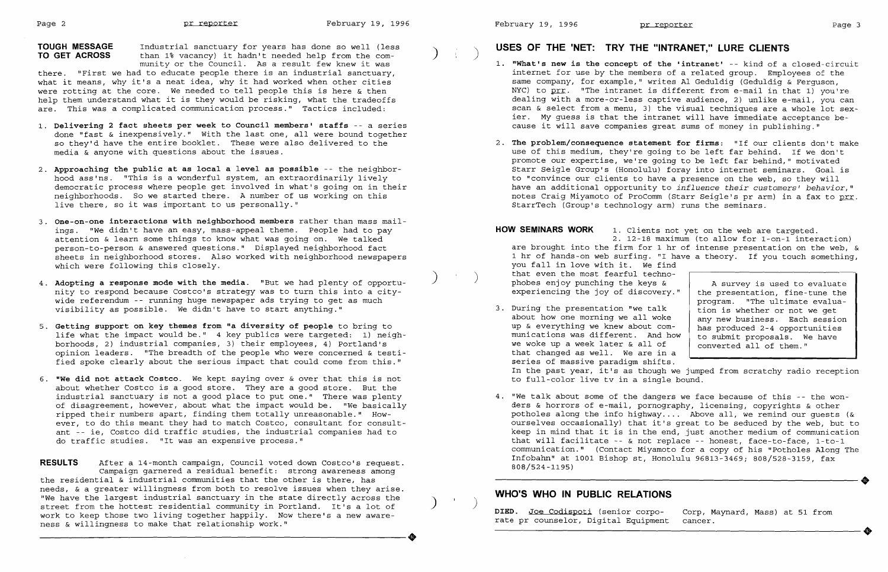**TOUGH MESSAGE TO GET ACROSS** Industrial sanctuary for years has done so well (less than 1% vacancy) it hadn't needed help from the community or the Council. As a result few knew it was there. "First we had to educate people there is an industrial sanctuary, what it means, why it's a neat idea, why it had worked when other cities were rotting at the core. We needed to tell people this is here & then help them understand what it is they would be risking, what the tradeoffs are. This was a complicated communication process." Tactics included:

1. **Delivering 2 fact sheets per week to Council members' staffs** -- a series done "fast & inexpensively." With the last one, all were bound together so they'd have the entire booklet. These were also delivered to the media & anyone with questions about the issues.

2. **Approaching the public at as local a level as possible** -- the neighborhood ass'ns. "This is a wonderful system, an extraordinarily lively democratic process where people get involved in what's going on in their neighborhoods. So we started there. A number of us working on this live there, so it was important to us personally."

3. **One-on-one interactions with neighborhood members** rather than mass mailings. "We didn't have an easy, mass-appeal theme. People had to pay attention & learn some things to know what was going on. We talked person-to-person & answered questions." Displayed neighborhood fact sheets in neighborhood stores. Also worked with neighborhood newspapers which were following this closely.

4. **Adopting a response mode with the media**. "But we had plenty of opportunity to respond because Costco's strategy was to turn this into a citywide referendum -- running huge newspaper ads trying to get as much visibility as possible. We didn't have to start anything."

5. **Getting support on key themes from "a diversity of people** to bring to life what the impact would be." 4 key publics were targeted: 1) neighborhoods, 2) industrial companies, 3) their employees, 4) Portland's opinion leaders. "The breadth of the people who were concerned & testified spoke clearly about the serious impact that could come from this."

6. **"We did not attack Costco**. We kept saying over & over that this is not about whether Costco is a good store. They are a good store. But the industrial sanctuary is not a good place to put one." There was plenty of disagreement, however, about what the impact would be. "We basically ripped their numbers apart, finding them totally unreasonable." However, to do this meant they had to match Costco, consultant for consultant -- ie, Costco did traffic studies, the industrial companies had to do traffic studies. "It was an expensive process."

**RESULTS** After a 14-month campaign, Council voted down Costco's request. Campaign garnered a residual benefit: strong awareness among the residential & industrial communities that the other is there, has needs, & a greater willingness from both to resolve issues when they arise. "We have the largest industrial sanctuary in the state directly across the street from the hottest residential community in Portland. It's a lot of work to keep those two living together happily. Now there's a new awareness & willingness to make that relationship work."

## USES OF THE 'NET: TRY THE "INTRANET," LURE CLIENTS

1. **"What's new is the concept of the 'intranet'** -- kind of a closed-circuit internet for use by the members of a related group. Employees of the same company, for example," writes Al Geduldig (Geduldig & Ferguson, NYC) to prr. "The intranet is different from e-mail in that 1) you're dealing with a more-or-less captive audience, 2) unlike e-mail, you can scan & select from a menu, 3) the visual techniques are a whole lot sexier. My guess is that the intranet will have immediate acceptance because it will save companies great sums of money in publishing."

2. **The problem/consequence statement for firms**: "If our clients don't make use of this medium, they're going to be left far behind. If we don't promote our expertise, we're going to be left far behind," motivated Starr Seigle Group's (Honolulu) foray into internet seminars. Goal is to "convince our clients to have a presence on the web, so they will have an additional opportunity to *influence their customers' behavior*," notes Craig Miyamoto of ProComm (Starr Seigle's pr arm) in a fax to prr. StarrTech (Group's technology arm) runs the seminars.

**HOW SEMINARS WORK** 1. Clients not yet on the web are targeted.

2. 12-18 maximum (to allow for 1-on-1 interaction) are brought into the firm for 1 hr of intense presentation on the web, & 1 hr of hands-on web surfing. "I have a theory. If you touch something, you fall in love with it. We find that even the most fearful technophobes enjoy punching the keys & experiencing the joy of discovery."

3. During the presentation "we talk about how one morning we all woke up & everything we knew about communications was different. And how we woke up a week later & all of that changed as well. We are in a series of massive paradigm shifts. In the past year, it's as though we jumped from scratchy radio reception to full-color live tv in a single bound.

4. "We talk about some of the dangers we face because of this -- the wonders & horrors of e-mail, pornography, licensing, copyrights & other potholes along the info highway.... Above all, we remind our guests (& ourselves occasionally) that it's great to be seduced by the web, but to keep in mind that it is in the end, just another medium of communication that will facilitate -- & not replace -- honest, face-to-face, 1-to-1 communication." (Contact Miyamoto for a copy of his "Potholes Along The Infobahn" at 1001 Bishop st, Honolulu 96813-3469; 808/528-3159, fax 808/524-1195)

A survey is used to evaluate the presentation, fine-tune the program. "The ultimate evaluation is whether or not we get any new business. Each session has produced 2-4 opportunities to submit proposals. We have converted all of them."

## WHO'S WHO IN PUBLIC RELATIONS

**DIED.** Joe Codispoti (senior corporate pr counselor, Digital Equipment Corp, Maynard, Mass) at 51 from cancer.